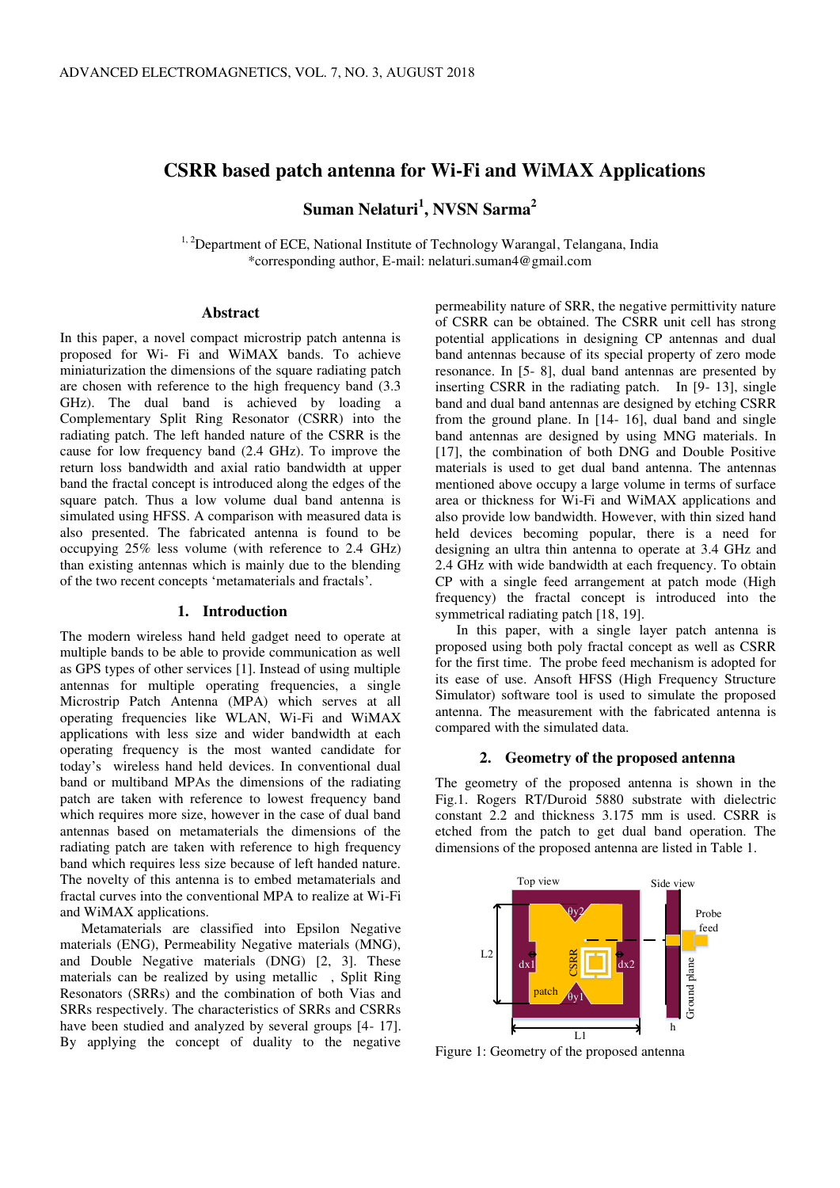# CSRR based patch antenna for Wi-Fi and WiMAX Applications

**Suman Nelaturi[1], NVSN Sarma[2]**

[1, 2]Department of ECE, National Institute of Technology Warangal, Telangana, India
*corresponding author, E-mail: nelaturi.suman4@gmail.com

## Abstract

In this paper, a novel compact microstrip patch antenna is proposed for Wi- Fi and WiMAX bands. To achieve miniaturization the dimensions of the square radiating patch are chosen with reference to the high frequency band (3.3 GHz). The dual band is achieved by loading a Complementary Split Ring Resonator (CSRR) into the radiating patch. The left handed nature of the CSRR is the cause for low frequency band (2.4 GHz). To improve the return loss bandwidth and axial ratio bandwidth at upper band the fractal concept is introduced along the edges of the square patch. Thus a low volume dual band antenna is simulated using HFSS. A comparison with measured data is also presented. The fabricated antenna is found to be occupying 25% less volume (with reference to 2.4 GHz) than existing antennas which is mainly due to the blending of the two recent concepts 'metamaterials and fractals'.

## 1. Introduction

The modern wireless hand held gadget need to operate at multiple bands to be able to provide communication as well as GPS types of other services [1]. Instead of using multiple antennas for multiple operating frequencies, a single Microstrip Patch Antenna (MPA) which serves at all operating frequencies like WLAN, Wi-Fi and WiMAX applications with less size and wider bandwidth at each operating frequency is the most wanted candidate for today's wireless hand held devices. In conventional dual band or multiband MPAs the dimensions of the radiating patch are taken with reference to lowest frequency band which requires more size, however in the case of dual band antennas based on metamaterials the dimensions of the radiating patch are taken with reference to high frequency band which requires less size because of left handed nature. The novelty of this antenna is to embed metamaterials and fractal curves into the conventional MPA to realize at Wi-Fi and WiMAX applications.

Metamaterials are classified into Epsilon Negative materials (ENG), Permeability Negative materials (MNG), and Double Negative materials (DNG) [2, 3]. These materials can be realized by using metallic , Split Ring Resonators (SRRs) and the combination of both Vias and SRRs respectively. The characteristics of SRRs and CSRRs have been studied and analyzed by several groups [4- 17]. By applying the concept of duality to the negative permeability nature of SRR, the negative permittivity nature of CSRR can be obtained. The CSRR unit cell has strong potential applications in designing CP antennas and dual band antennas because of its special property of zero mode resonance. In [5- 8], dual band antennas are presented by inserting CSRR in the radiating patch. In [9- 13], single band and dual band antennas are designed by etching CSRR from the ground plane. In [14- 16], dual band and single band antennas are designed by using MNG materials. In [17], the combination of both DNG and Double Positive materials is used to get dual band antenna. The antennas mentioned above occupy a large volume in terms of surface area or thickness for Wi-Fi and WiMAX applications and also provide low bandwidth. However, with thin sized hand held devices becoming popular, there is a need for designing an ultra thin antenna to operate at 3.4 GHz and 2.4 GHz with wide bandwidth at each frequency. To obtain CP with a single feed arrangement at patch mode (High frequency) the fractal concept is introduced into the symmetrical radiating patch [18, 19].

In this paper, with a single layer patch antenna is proposed using both poly fractal concept as well as CSRR for the first time. The probe feed mechanism is adopted for its ease of use. Ansoft HFSS (High Frequency Structure Simulator) software tool is used to simulate the proposed antenna. The measurement with the fabricated antenna is compared with the simulated data.

## 2. Geometry of the proposed antenna

The geometry of the proposed antenna is shown in the Fig.1. Rogers RT/Duroid 5880 substrate with dielectric constant 2.2 and thickness 3.175 mm is used. CSRR is etched from the patch to get dual band operation. The dimensions of the proposed antenna are listed in Table 1.

Figure 1: Geometry of the proposed antenna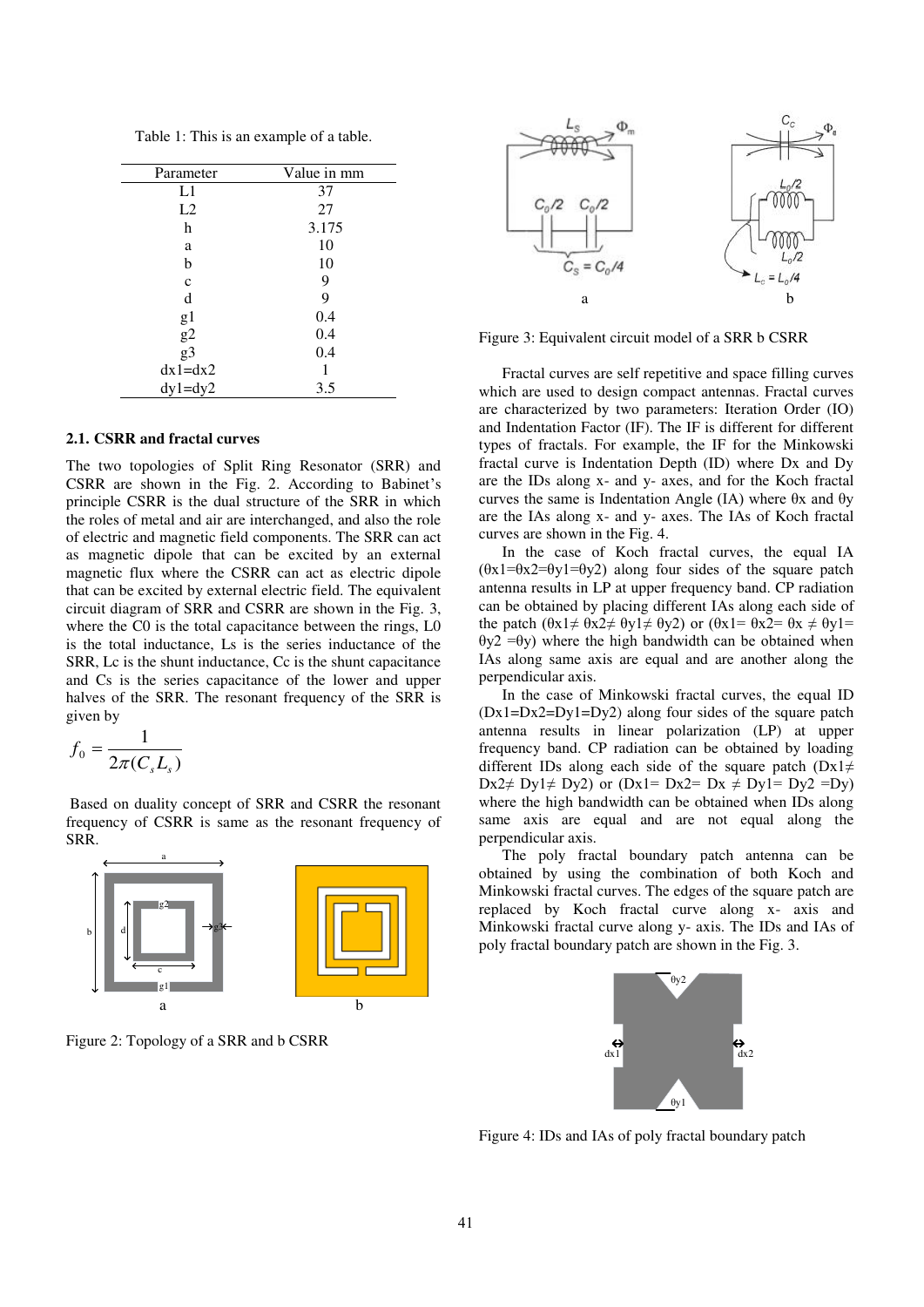Table 1: This is an example of a table.

| Parameter | Value in mm |
|---|---|
| L1 | 37 |
| L2 | 27 |
| h | 3.175 |
| a | 10 |
| b | 10 |
| c | 9 |
| d | 9 |
| g1 | 0.4 |
| g2 | 0.4 |
| g3 | 0.4 |
| dx1=dx2 | 1 |
| dy1=dy2 | 3.5 |

### 2.1. CSRR and fractal curves

The two topologies of Split Ring Resonator (SRR) and CSRR are shown in the Fig. 2. According to Babinet's principle CSRR is the dual structure of the SRR in which the roles of metal and air are interchanged, and also the role of electric and magnetic field components. The SRR can act as magnetic dipole that can be excited by an external magnetic flux where the CSRR can act as electric dipole that can be excited by external electric field. The equivalent circuit diagram of SRR and CSRR are shown in the Fig. 3, where the C0 is the total capacitance between the rings, L0 is the total inductance, Ls is the series inductance of the SRR, Lc is the shunt inductance, Cc is the shunt capacitance and Cs is the series capacitance of the lower and upper halves of the SRR. The resonant frequency of the SRR is given by

$$f_0 = \frac{1}{2\pi(C_s L_s)}$$

Based on duality concept of SRR and CSRR the resonant frequency of CSRR is same as the resonant frequency of SRR.

Figure 2: Topology of a SRR and b CSRR

Figure 3: Equivalent circuit model of a SRR b CSRR

Fractal curves are self repetitive and space filling curves which are used to design compact antennas. Fractal curves are characterized by two parameters: Iteration Order (IO) and Indentation Factor (IF). The IF is different for different types of fractals. For example, the IF for the Minkowski fractal curve is Indentation Depth (ID) where Dx and Dy are the IDs along x- and y- axes, and for the Koch fractal curves the same is Indentation Angle (IA) where θx and θy are the IAs along x- and y- axes. The IAs of Koch fractal curves are shown in the Fig. 4.

In the case of Koch fractal curves, the equal IA (θx1=θx2=θy1=θy2) along four sides of the square patch antenna results in LP at upper frequency band. CP radiation can be obtained by placing different IAs along each side of the patch (θx1≠ θx2≠ θy1≠ θy2) or (θx1= θx2= θx ≠ θy1= θy2 =θy) where the high bandwidth can be obtained when IAs along same axis are equal and are another along the perpendicular axis.

In the case of Minkowski fractal curves, the equal ID (Dx1=Dx2=Dy1=Dy2) along four sides of the square patch antenna results in linear polarization (LP) at upper frequency band. CP radiation can be obtained by loading different IDs along each side of the square patch (Dx1≠ Dx2≠ Dy1≠ Dy2) or (Dx1= Dx2= Dx ≠ Dy1= Dy2 =Dy) where the high bandwidth can be obtained when IDs along same axis are equal and are not equal along the perpendicular axis.

The poly fractal boundary patch antenna can be obtained by using the combination of both Koch and Minkowski fractal curves. The edges of the square patch are replaced by Koch fractal curve along x- axis and Minkowski fractal curve along y- axis. The IDs and IAs of poly fractal boundary patch are shown in the Fig. 3.

Figure 4: IDs and IAs of poly fractal boundary patch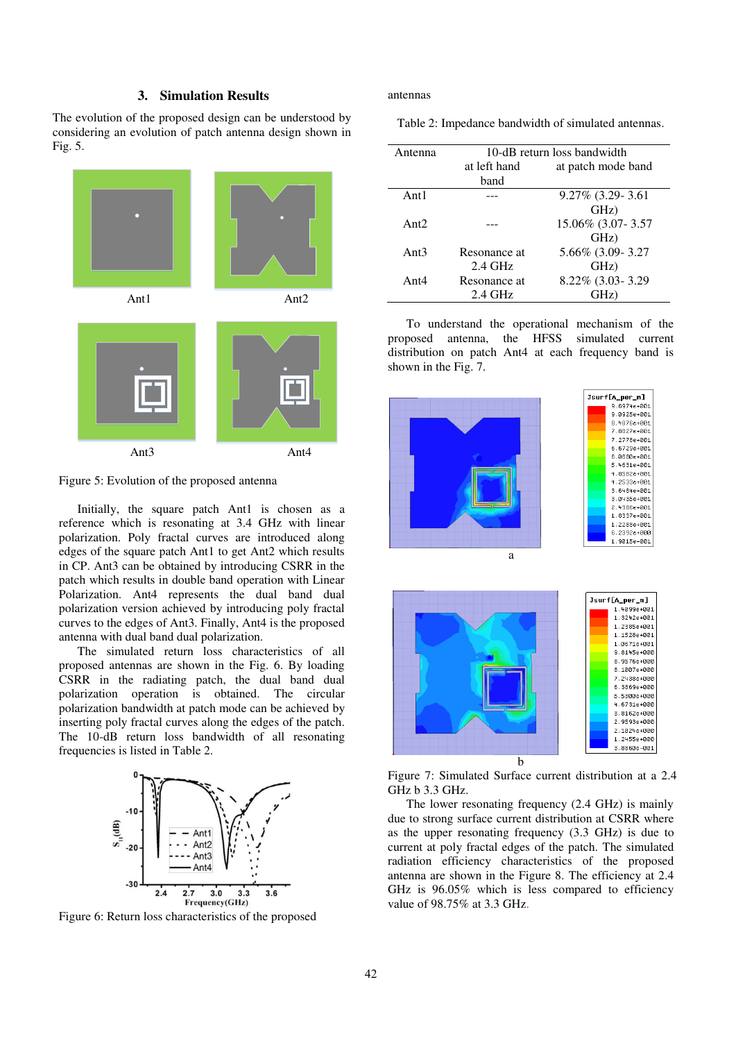## 3. Simulation Results

The evolution of the proposed design can be understood by considering an evolution of patch antenna design shown in Fig. 5.

Figure 5: Evolution of the proposed antenna

Initially, the square patch Ant1 is chosen as a reference which is resonating at 3.4 GHz with linear polarization. Poly fractal curves are introduced along edges of the square patch Ant1 to get Ant2 which results in CP. Ant3 can be obtained by introducing CSRR in the patch which results in double band operation with Linear Polarization. Ant4 represents the dual band dual polarization version achieved by introducing poly fractal curves to the edges of Ant3. Finally, Ant4 is the proposed antenna with dual band dual polarization.

The simulated return loss characteristics of all proposed antennas are shown in the Fig. 6. By loading CSRR in the radiating patch, the dual band dual polarization operation is obtained. The circular polarization bandwidth at patch mode can be achieved by inserting poly fractal curves along the edges of the patch. The 10-dB return loss bandwidth of all resonating frequencies is listed in Table 2.

Figure 6: Return loss characteristics of the proposed antennas

Table 2: Impedance bandwidth of simulated antennas.

| Antenna | 10-dB return loss bandwidth | |
|---|---|---|
| | at left hand band | at patch mode band |
| Ant1 | --- | 9.27% (3.29- 3.61 GHz) |
| Ant2 | --- | 15.06% (3.07- 3.57 GHz) |
| Ant3 | Resonance at 2.4 GHz | 5.66% (3.09- 3.27 GHz) |
| Ant4 | Resonance at 2.4 GHz | 8.22% (3.03- 3.29 GHz) |

To understand the operational mechanism of the proposed antenna, the HFSS simulated current distribution on patch Ant4 at each frequency band is shown in the Fig. 7.

Figure 7: Simulated Surface current distribution at a 2.4 GHz b 3.3 GHz.

The lower resonating frequency (2.4 GHz) is mainly due to strong surface current distribution at CSRR where as the upper resonating frequency (3.3 GHz) is due to current at poly fractal edges of the patch. The simulated radiation efficiency characteristics of the proposed antenna are shown in the Figure 8. The efficiency at 2.4 GHz is 96.05% which is less compared to efficiency value of 98.75% at 3.3 GHz.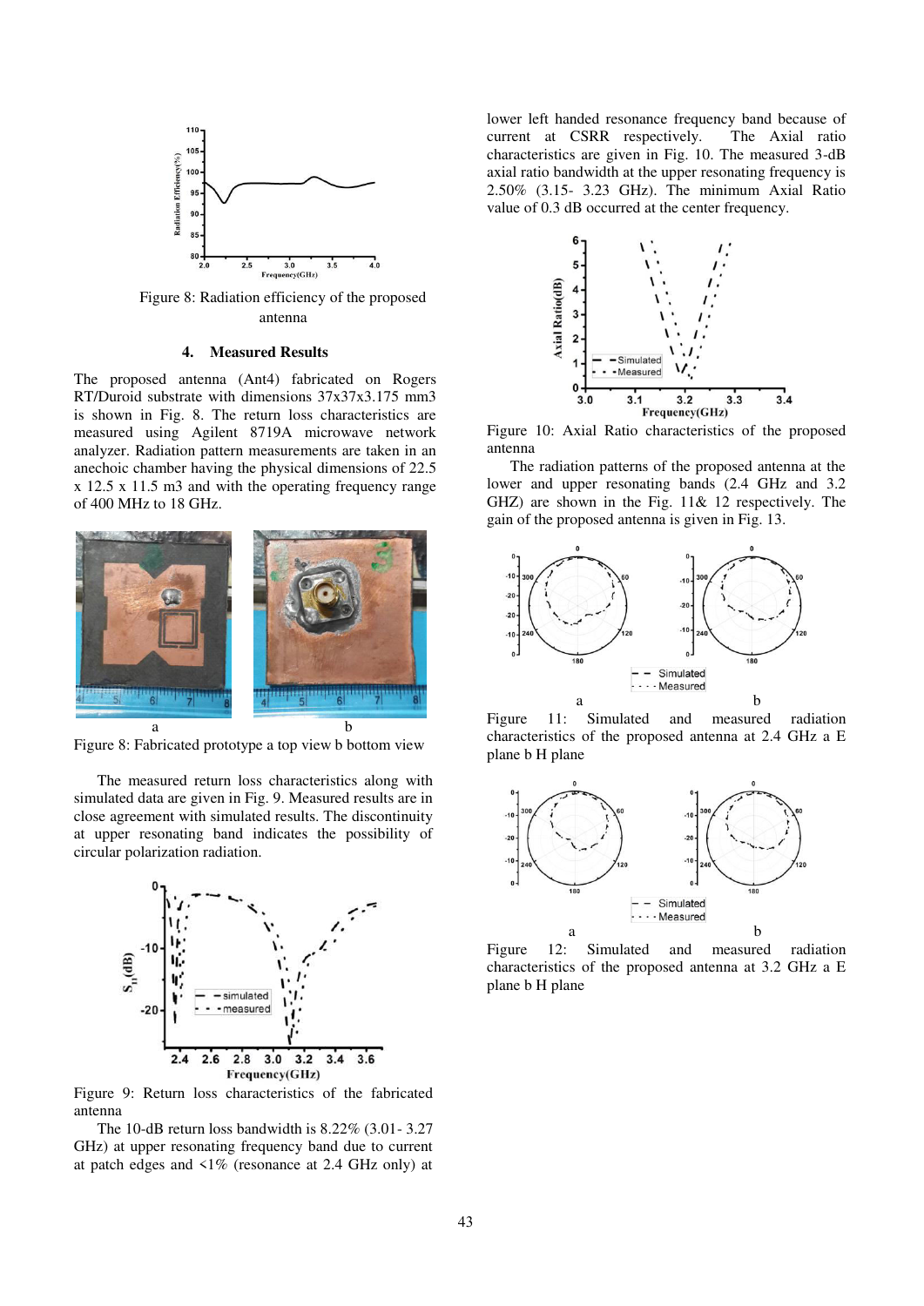Figure 8: Radiation efficiency of the proposed antenna

### 4. Measured Results

The proposed antenna (Ant4) fabricated on Rogers RT/Duroid substrate with dimensions 37x37x3.175 mm3 is shown in Fig. 8. The return loss characteristics are measured using Agilent 8719A microwave network analyzer. Radiation pattern measurements are taken in an anechoic chamber having the physical dimensions of 22.5 x 12.5 x 11.5 m3 and with the operating frequency range of 400 MHz to 18 GHz.

a b

Figure 8: Fabricated prototype a top view b bottom view

The measured return loss characteristics along with simulated data are given in Fig. 9. Measured results are in close agreement with simulated results. The discontinuity at upper resonating band indicates the possibility of circular polarization radiation.

Figure 9: Return loss characteristics of the fabricated antenna

The 10-dB return loss bandwidth is 8.22% (3.01- 3.27 GHz) at upper resonating frequency band due to current at patch edges and <1% (resonance at 2.4 GHz only) at lower left handed resonance frequency band because of current at CSRR respectively. The Axial ratio characteristics are given in Fig. 10. The measured 3-dB axial ratio bandwidth at the upper resonating frequency is 2.50% (3.15- 3.23 GHz). The minimum Axial Ratio value of 0.3 dB occurred at the center frequency.

Figure 10: Axial Ratio characteristics of the proposed antenna

The radiation patterns of the proposed antenna at the lower and upper resonating bands (2.4 GHz and 3.2 GHZ) are shown in the Fig. 11& 12 respectively. The gain of the proposed antenna is given in Fig. 13.

a b

Figure 11: Simulated and measured radiation characteristics of the proposed antenna at 2.4 GHz a E plane b H plane

a b

Figure 12: Simulated and measured radiation characteristics of the proposed antenna at 3.2 GHz a E plane b H plane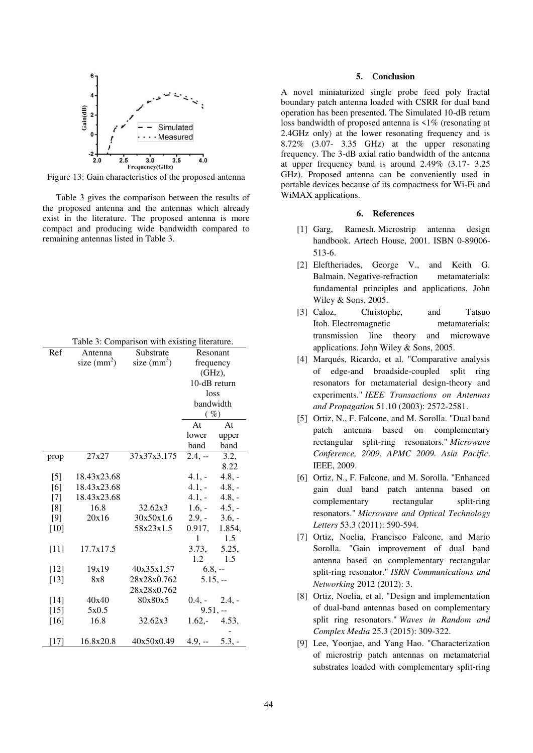Figure 13: Gain characteristics of the proposed antenna

Table 3 gives the comparison between the results of the proposed antenna and the antennas which already exist in the literature. The proposed antenna is more compact and producing wide bandwidth compared to remaining antennas listed in Table 3.

Table 3: Comparison with existing literature.

| Ref | Antenna size ($mm^2$) | Substrate size ($mm^3$) | Resonant frequency (GHz), 10-dB return loss bandwidth ( %) | |
|---|---|---|---|---|
| | | | At lower band | At upper band |
| prop | 27x27 | 37x37x3.175 | 2.4, -- | 3.2, 8.22 |
| [5] | 18.43x23.68 | | 4.1, - | 4.8, - |
| [6] | 18.43x23.68 | | 4.1, - | 4.8, - |
| [7] | 18.43x23.68 | | 4.1, - | 4.8, - |
| [8] | 16.8 | 32.62x3 | 1.6, - | 4.5, - |
| [9] | 20x16 | 30x50x1.6 | 2.9, - | 3.6, - |
| [10] | | 58x23x1.5 | 0.917, 1 | 1.854, 1.5 |
| [11] | 17.7x17.5 | | 3.73, 1.2 | 5.25, 1.5 |
| [12] | 19x19 | 40x35x1.57 | 6.8, -- | |
| [13] | 8x8 | 28x28x0.762 28x28x0.762 | 5.15, -- | |
| [14] | 40x40 | 80x80x5 | 0.4, - | 2.4, - |
| [15] | 5x0.5 | | 9.51, -- | |
| [16] | 16.8 | 32.62x3 | 1.62,- | 4.53, - |
| [17] | 16.8x20.8 | 40x50x0.49 | 4.9, -- | 5.3, - |

## 5. Conclusion

A novel miniaturized single probe feed poly fractal boundary patch antenna loaded with CSRR for dual band operation has been presented. The Simulated 10-dB return loss bandwidth of proposed antenna is <1% (resonating at 2.4GHz only) at the lower resonating frequency and is 8.72% (3.07- 3.35 GHz) at the upper resonating frequency. The 3-dB axial ratio bandwidth of the antenna at upper frequency band is around 2.49% (3.17- 3.25 GHz). Proposed antenna can be conveniently used in portable devices because of its compactness for Wi-Fi and WiMAX applications.

## 6. References

[1] Garg, Ramesh. Microstrip antenna design handbook. Artech House, 2001. ISBN 0-89006-513-6.

[2] Eleftheriades, George V., and Keith G. Balmain. Negative-refraction metamaterials: fundamental principles and applications. John Wiley & Sons, 2005.

[3] Caloz, Christophe, and Tatsuo Itoh. Electromagnetic metamaterials: transmission line theory and microwave applications. John Wiley & Sons, 2005.

[4] Marqués, Ricardo, et al. "Comparative analysis of edge-and broadside-coupled split ring resonators for metamaterial design-theory and experiments." *IEEE Transactions on Antennas and Propagation* 51.10 (2003): 2572-2581.

[5] Ortiz, N., F. Falcone, and M. Sorolla. "Dual band patch antenna based on complementary rectangular split-ring resonators." *Microwave Conference, 2009. APMC 2009. Asia Pacific*. IEEE, 2009.

[6] Ortiz, N., F. Falcone, and M. Sorolla. "Enhanced gain dual band patch antenna based on complementary rectangular split-ring resonators." *Microwave and Optical Technology Letters* 53.3 (2011): 590-594.

[7] Ortiz, Noelia, Francisco Falcone, and Mario Sorolla. "Gain improvement of dual band antenna based on complementary rectangular split-ring resonator." *ISRN Communications and Networking* 2012 (2012): 3.

[8] Ortiz, Noelia, et al. "Design and implementation of dual-band antennas based on complementary split ring resonators." *Waves in Random and Complex Media* 25.3 (2015): 309-322.

[9] Lee, Yoonjae, and Yang Hao. "Characterization of microstrip patch antennas on metamaterial substrates loaded with complementary split-ring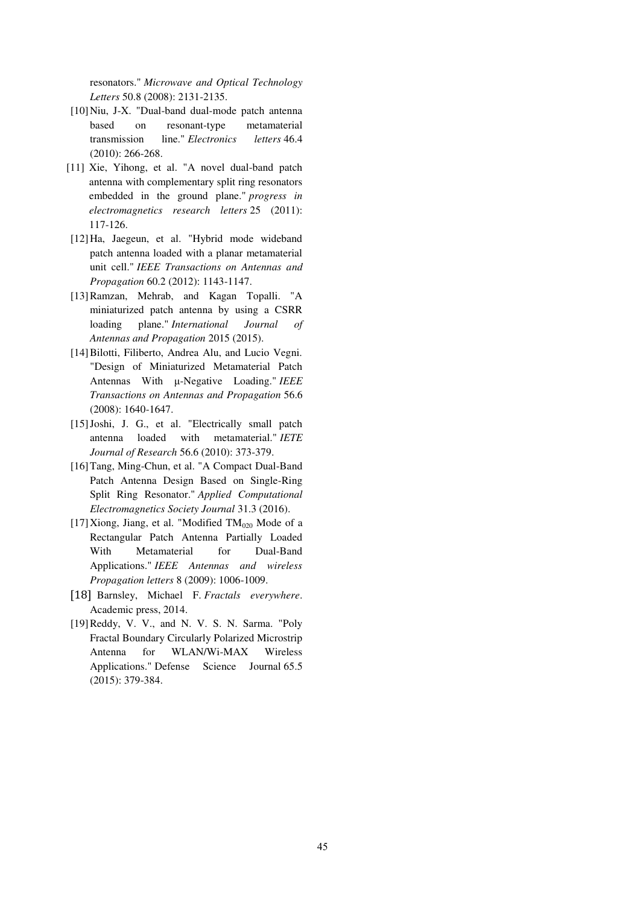resonators." *Microwave and Optical Technology Letters* 50.8 (2008): 2131-2135.

[10] Niu, J-X. "Dual-band dual-mode patch antenna based on resonant-type metamaterial transmission line." *Electronics letters* 46.4 (2010): 266-268.

[11] Xie, Yihong, et al. "A novel dual-band patch antenna with complementary split ring resonators embedded in the ground plane." *progress in electromagnetics research letters* 25 (2011): 117-126.

[12] Ha, Jaegeun, et al. "Hybrid mode wideband patch antenna loaded with a planar metamaterial unit cell." *IEEE Transactions on Antennas and Propagation* 60.2 (2012): 1143-1147.

[13] Ramzan, Mehrab, and Kagan Topalli. "A miniaturized patch antenna by using a CSRR loading plane." *International Journal of Antennas and Propagation* 2015 (2015).

[14] Bilotti, Filiberto, Andrea Alu, and Lucio Vegni. "Design of Miniaturized Metamaterial Patch Antennas With μ-Negative Loading." *IEEE Transactions on Antennas and Propagation* 56.6 (2008): 1640-1647.

[15] Joshi, J. G., et al. "Electrically small patch antenna loaded with metamaterial." *IETE Journal of Research* 56.6 (2010): 373-379.

[16] Tang, Ming-Chun, et al. "A Compact Dual-Band Patch Antenna Design Based on Single-Ring Split Ring Resonator." *Applied Computational Electromagnetics Society Journal* 31.3 (2016).

[17] Xiong, Jiang, et al. "Modified $TM_{020}$ Mode of a Rectangular Patch Antenna Partially Loaded With Metamaterial for Dual-Band Applications." *IEEE Antennas and wireless Propagation letters* 8 (2009): 1006-1009.

[18] Barnsley, Michael F. *Fractals everywhere*. Academic press, 2014.

[19] Reddy, V. V., and N. V. S. N. Sarma. "Poly Fractal Boundary Circularly Polarized Microstrip Antenna for WLAN/Wi-MAX Wireless Applications." Defense Science Journal 65.5 (2015): 379-384.